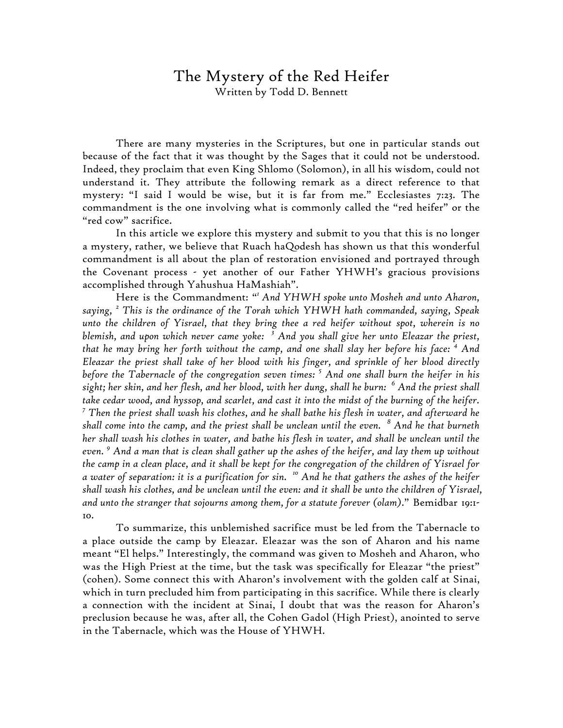# The Mystery of the Red Heifer

Written by Todd D. Bennett

There are many mysteries in the Scriptures, but one in particular stands out because of the fact that it was thought by the Sages that it could not be understood. Indeed, they proclaim that even King Shlomo (Solomon), in all his wisdom, could not understand it. They attribute the following remark as a direct reference to that mystery: "I said I would be wise, but it is far from me." Ecclesiastes 7:23. The commandment is the one involving what is commonly called the "red heifer" or the "red cow" sacrifice.

In this article we explore this mystery and submit to you that this is no longer a mystery, rather, we believe that Ruach haQodesh has shown us that this wonderful commandment is all about the plan of restoration envisioned and portrayed through the Covenant process - yet another of our Father YHWH's gracious provisions accomplished through Yahushua HaMashiah".

Here is the Commandment: "[1] *And YHWH spoke unto Mosheh and unto Aharon, saying,* [2] *This is the ordinance of the Torah which YHWH hath commanded, saying, Speak unto the children of Yisrael, that they bring thee a red heifer without spot, wherein is no blemish, and upon which never came yoke:* [3] *And you shall give her unto Eleazar the priest, that he may bring her forth without the camp, and one shall slay her before his face:* [4] *And Eleazar the priest shall take of her blood with his finger, and sprinkle of her blood directly before the Tabernacle of the congregation seven times:* [5] *And one shall burn the heifer in his sight; her skin, and her flesh, and her blood, with her dung, shall he burn:* [6] *And the priest shall take cedar wood, and hyssop, and scarlet, and cast it into the midst of the burning of the heifer.* [7] *Then the priest shall wash his clothes, and he shall bathe his flesh in water, and afterward he shall come into the camp, and the priest shall be unclean until the even.* [8] *And he that burneth her shall wash his clothes in water, and bathe his flesh in water, and shall be unclean until the even.* [9] *And a man that is clean shall gather up the ashes of the heifer, and lay them up without the camp in a clean place, and it shall be kept for the congregation of the children of Yisrael for a water of separation: it is a purification for sin.* [10] *And he that gathers the ashes of the heifer shall wash his clothes, and be unclean until the even: and it shall be unto the children of Yisrael, and unto the stranger that sojourns among them, for a statute forever (olam).*" Bemidbar 19:1-10.

To summarize, this unblemished sacrifice must be led from the Tabernacle to a place outside the camp by Eleazar. Eleazar was the son of Aharon and his name meant "El helps." Interestingly, the command was given to Mosheh and Aharon, who was the High Priest at the time, but the task was specifically for Eleazar "the priest" (cohen). Some connect this with Aharon's involvement with the golden calf at Sinai, which in turn precluded him from participating in this sacrifice. While there is clearly a connection with the incident at Sinai, I doubt that was the reason for Aharon's preclusion because he was, after all, the Cohen Gadol (High Priest), anointed to serve in the Tabernacle, which was the House of YHWH.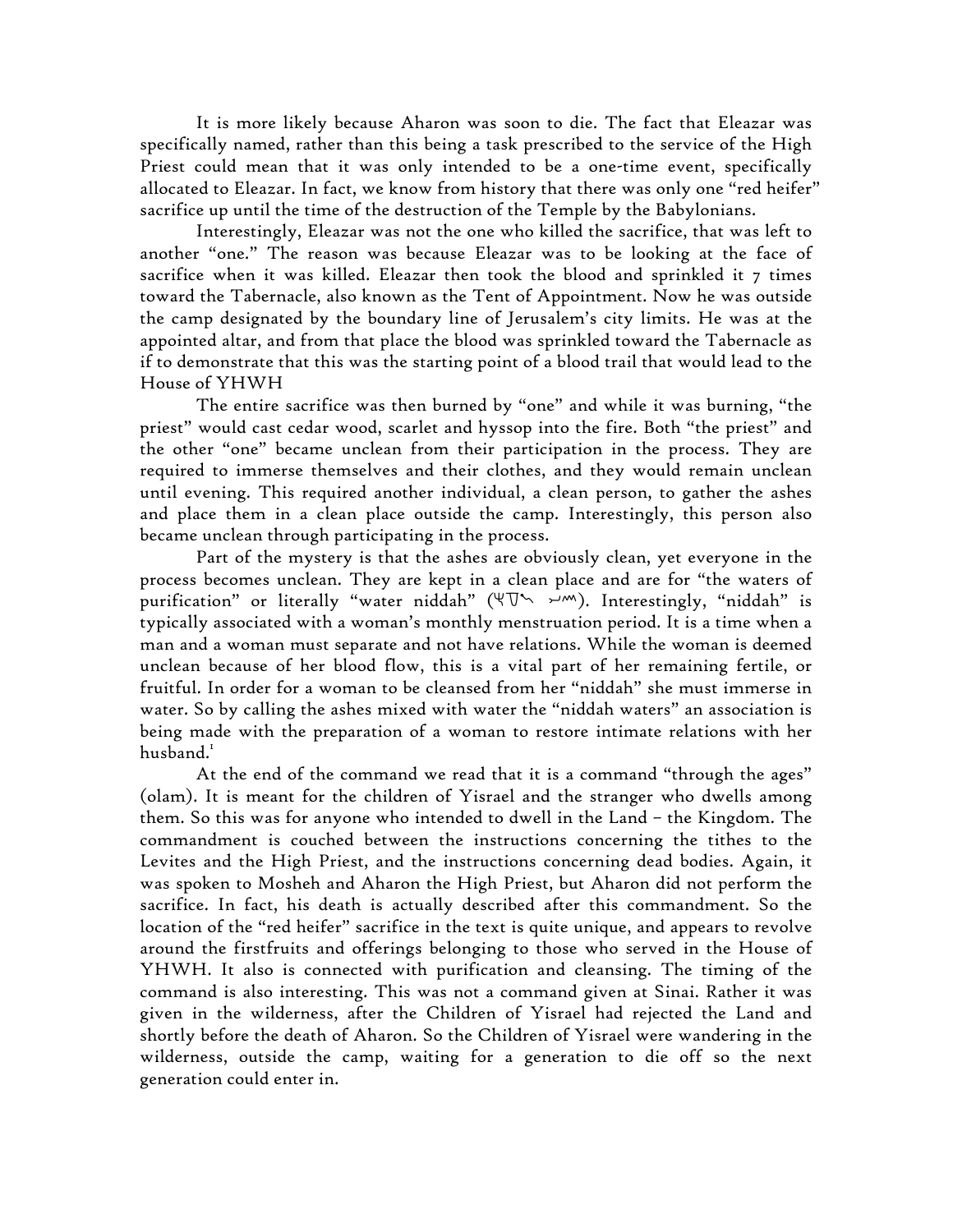It is more likely because Aharon was soon to die. The fact that Eleazar was specifically named, rather than this being a task prescribed to the service of the High Priest could mean that it was only intended to be a one-time event, specifically allocated to Eleazar. In fact, we know from history that there was only one "red heifer" sacrifice up until the time of the destruction of the Temple by the Babylonians.

Interestingly, Eleazar was not the one who killed the sacrifice, that was left to another "one." The reason was because Eleazar was to be looking at the face of sacrifice when it was killed. Eleazar then took the blood and sprinkled it 7 times toward the Tabernacle, also known as the Tent of Appointment. Now he was outside the camp designated by the boundary line of Jerusalem's city limits. He was at the appointed altar, and from that place the blood was sprinkled toward the Tabernacle as if to demonstrate that this was the starting point of a blood trail that would lead to the House of YHWH

The entire sacrifice was then burned by "one" and while it was burning, "the priest" would cast cedar wood, scarlet and hyssop into the fire. Both "the priest" and the other "one" became unclean from their participation in the process. They are required to immerse themselves and their clothes, and they would remain unclean until evening. This required another individual, a clean person, to gather the ashes and place them in a clean place outside the camp. Interestingly, this person also became unclean through participating in the process.

Part of the mystery is that the ashes are obviously clean, yet everyone in the process becomes unclean. They are kept in a clean place and are for "the waters of purification" or literally "water niddah" (𐤍𐤃𐤄 𐤌𐤉). Interestingly, "niddah" is typically associated with a woman's monthly menstruation period. It is a time when a man and a woman must separate and not have relations. While the woman is deemed unclean because of her blood flow, this is a vital part of her remaining fertile, or fruitful. In order for a woman to be cleansed from her "niddah" she must immerse in water. So by calling the ashes mixed with water the "niddah waters" an association is being made with the preparation of a woman to restore intimate relations with her husband.[1]

At the end of the command we read that it is a command "through the ages" (olam). It is meant for the children of Yisrael and the stranger who dwells among them. So this was for anyone who intended to dwell in the Land – the Kingdom. The commandment is couched between the instructions concerning the tithes to the Levites and the High Priest, and the instructions concerning dead bodies. Again, it was spoken to Mosheh and Aharon the High Priest, but Aharon did not perform the sacrifice. In fact, his death is actually described after this commandment. So the location of the "red heifer" sacrifice in the text is quite unique, and appears to revolve around the firstfruits and offerings belonging to those who served in the House of YHWH. It also is connected with purification and cleansing. The timing of the command is also interesting. This was not a command given at Sinai. Rather it was given in the wilderness, after the Children of Yisrael had rejected the Land and shortly before the death of Aharon. So the Children of Yisrael were wandering in the wilderness, outside the camp, waiting for a generation to die off so the next generation could enter in.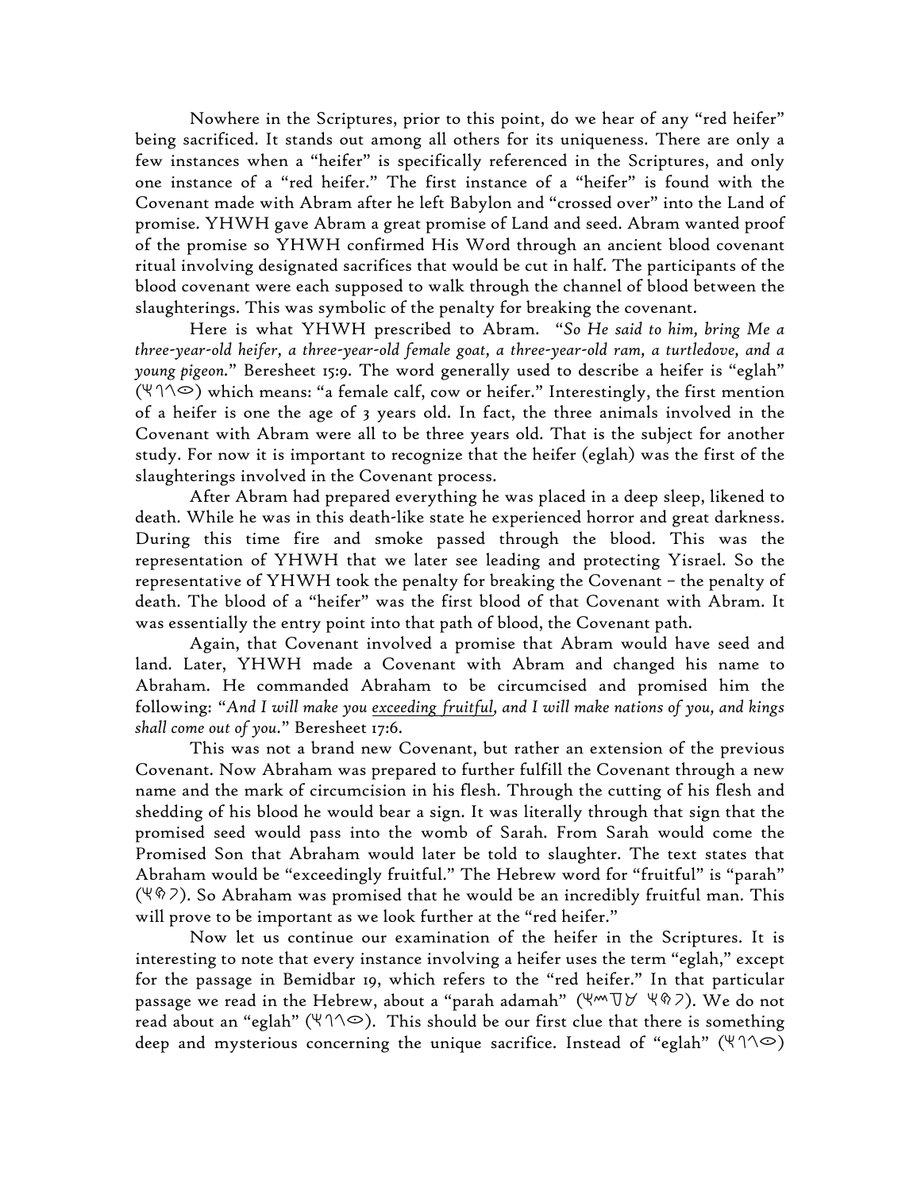Nowhere in the Scriptures, prior to this point, do we hear of any "red heifer" being sacrificed. It stands out among all others for its uniqueness. There are only a few instances when a "heifer" is specifically referenced in the Scriptures, and only one instance of a "red heifer." The first instance of a "heifer" is found with the Covenant made with Abram after he left Babylon and "crossed over" into the Land of promise. YHWH gave Abram a great promise of Land and seed. Abram wanted proof of the promise so YHWH confirmed His Word through an ancient blood covenant ritual involving designated sacrifices that would be cut in half. The participants of the blood covenant were each supposed to walk through the channel of blood between the slaughterings. This was symbolic of the penalty for breaking the covenant.

Here is what YHWH prescribed to Abram. "*So He said to him, bring Me a three-year-old heifer, a three-year-old female goat, a three-year-old ram, a turtledove, and a young pigeon.*" Beresheet 15:9. The word generally used to describe a heifer is "eglah" (𐤏𐤂𐤋𐤄) which means: "a female calf, cow or heifer." Interestingly, the first mention of a heifer is one the age of 3 years old. In fact, the three animals involved in the Covenant with Abram were all to be three years old. That is the subject for another study. For now it is important to recognize that the heifer (eglah) was the first of the slaughterings involved in the Covenant process.

After Abram had prepared everything he was placed in a deep sleep, likened to death. While he was in this death-like state he experienced horror and great darkness. During this time fire and smoke passed through the blood. This was the representation of YHWH that we later see leading and protecting Yisrael. So the representative of YHWH took the penalty for breaking the Covenant – the penalty of death. The blood of a "heifer" was the first blood of that Covenant with Abram. It was essentially the entry point into that path of blood, the Covenant path.

Again, that Covenant involved a promise that Abram would have seed and land. Later, YHWH made a Covenant with Abram and changed his name to Abraham. He commanded Abraham to be circumcised and promised him the following: "*And I will make you <u>exceeding fruitful</u>, and I will make nations of you, and kings shall come out of you.*" Beresheet 17:6.

This was not a brand new Covenant, but rather an extension of the previous Covenant. Now Abraham was prepared to further fulfill the Covenant through a new name and the mark of circumcision in his flesh. Through the cutting of his flesh and shedding of his blood he would bear a sign. It was literally through that sign that the promised seed would pass into the womb of Sarah. From Sarah would come the Promised Son that Abraham would later be told to slaughter. The text states that Abraham would be "exceedingly fruitful." The Hebrew word for "fruitful" is "parah" (𐤐𐤓𐤄). So Abraham was promised that he would be an incredibly fruitful man. This will prove to be important as we look further at the "red heifer."

Now let us continue our examination of the heifer in the Scriptures. It is interesting to note that every instance involving a heifer uses the term "eglah," except for the passage in Bemidbar 19, which refers to the "red heifer." In that particular passage we read in the Hebrew, about a "parah adamah" (𐤐𐤓𐤄 𐤀𐤃𐤌𐤄). We do not read about an "eglah" (𐤏𐤂𐤋𐤄). This should be our first clue that there is something deep and mysterious concerning the unique sacrifice. Instead of "eglah" (𐤏𐤂𐤋𐤄)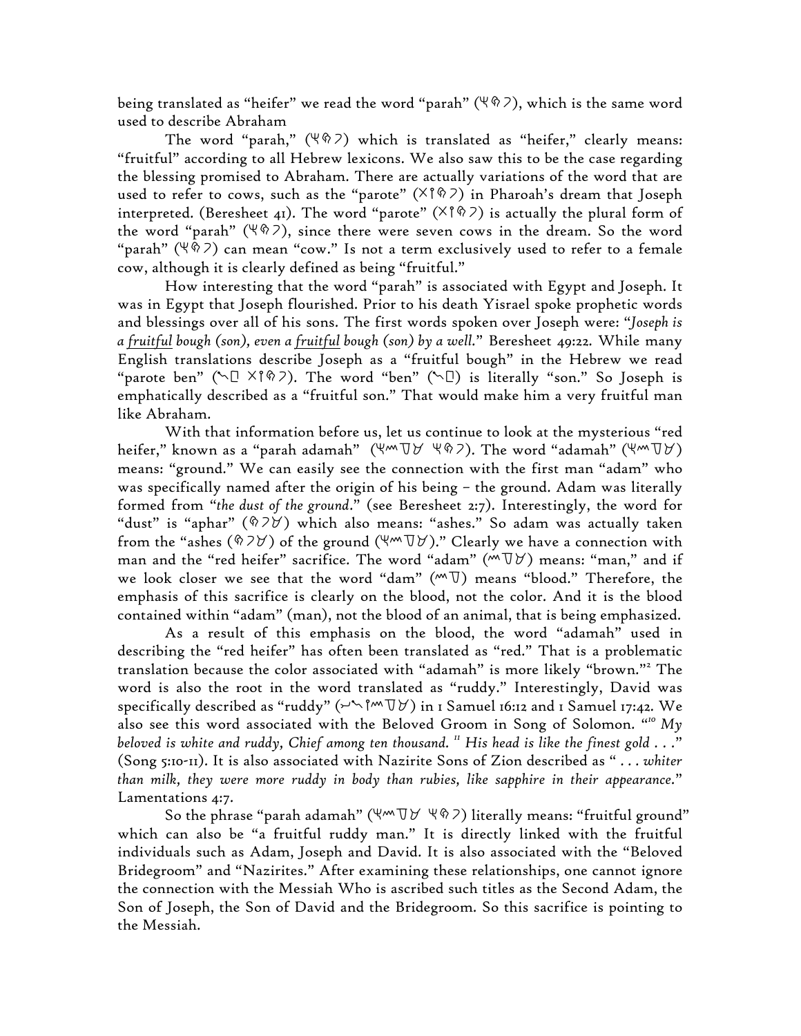being translated as "heifer" we read the word "parah" (Ч⊛7), which is the same word used to describe Abraham

The word "parah," (Ч⊛7) which is translated as "heifer," clearly means: "fruitful" according to all Hebrew lexicons. We also saw this to be the case regarding the blessing promised to Abraham. There are actually variations of the word that are used to refer to cows, such as the "parote" (XY⊛7) in Pharoah's dream that Joseph interpreted. (Beresheet 41). The word "parote" (XY⊛7) is actually the plural form of the word "parah" (Ч⊛7), since there were seven cows in the dream. So the word "parah" (Ч⊛7) can mean "cow." Is not a term exclusively used to refer to a female cow, although it is clearly defined as being "fruitful."

How interesting that the word "parah" is associated with Egypt and Joseph. It was in Egypt that Joseph flourished. Prior to his death Yisrael spoke prophetic words and blessings over all of his sons. The first words spoken over Joseph were: "*Joseph is a* *__fruitful__* *bough (son), even a* *__fruitful__* *bough (son) by a well.*" Beresheet 49:22. While many English translations describe Joseph as a "fruitful bough" in the Hebrew we read "parote ben" (ᓬ⊐ XY⊛7). The word "ben" (ᓬ⊐) is literally "son." So Joseph is emphatically described as a "fruitful son." That would make him a very fruitful man like Abraham.

With that information before us, let us continue to look at the mysterious "red heifer," known as a "parah adamah" (Чᨓ∇ᗜ Ч⊛7). The word "adamah" (Чᨓ∇ᗜ) means: "ground." We can easily see the connection with the first man "adam" who was specifically named after the origin of his being – the ground. Adam was literally formed from "*the dust of the ground*." (see Beresheet 2:7). Interestingly, the word for "dust" is "aphar" (⊛7ᗜ) which also means: "ashes." So adam was actually taken from the "ashes (⊛7ᗜ) of the ground (Чᨓ∇ᗜ)." Clearly we have a connection with man and the "red heifer" sacrifice. The word "adam" (ᨓ∇ᗜ) means: "man," and if we look closer we see that the word "dam" (ᨓ∇) means "blood." Therefore, the emphasis of this sacrifice is clearly on the blood, not the color. And it is the blood contained within "adam" (man), not the blood of an animal, that is being emphasized.

As a result of this emphasis on the blood, the word "adamah" used in describing the "red heifer" has often been translated as "red." That is a problematic translation because the color associated with "adamah" is more likely "brown."[2] The word is also the root in the word translated as "ruddy." Interestingly, David was specifically described as "ruddy" (⌐ᓬYᨓ∇ᗜ) in 1 Samuel 16:12 and 1 Samuel 17:42. We also see this word associated with the Beloved Groom in Song of Solomon. "[10] *My beloved is white and ruddy, Chief among ten thousand.* [11] *His head is like the finest gold . . .*" (Song 5:10-11). It is also associated with Nazirite Sons of Zion described as " *. . . whiter than milk, they were more ruddy in body than rubies, like sapphire in their appearance.*" Lamentations 4:7.

So the phrase "parah adamah" (Чᨓ∇ᗜ Ч⊛7) literally means: "fruitful ground" which can also be "a fruitful ruddy man." It is directly linked with the fruitful individuals such as Adam, Joseph and David. It is also associated with the "Beloved Bridegroom" and "Nazirites." After examining these relationships, one cannot ignore the connection with the Messiah Who is ascribed such titles as the Second Adam, the Son of Joseph, the Son of David and the Bridegroom. So this sacrifice is pointing to the Messiah.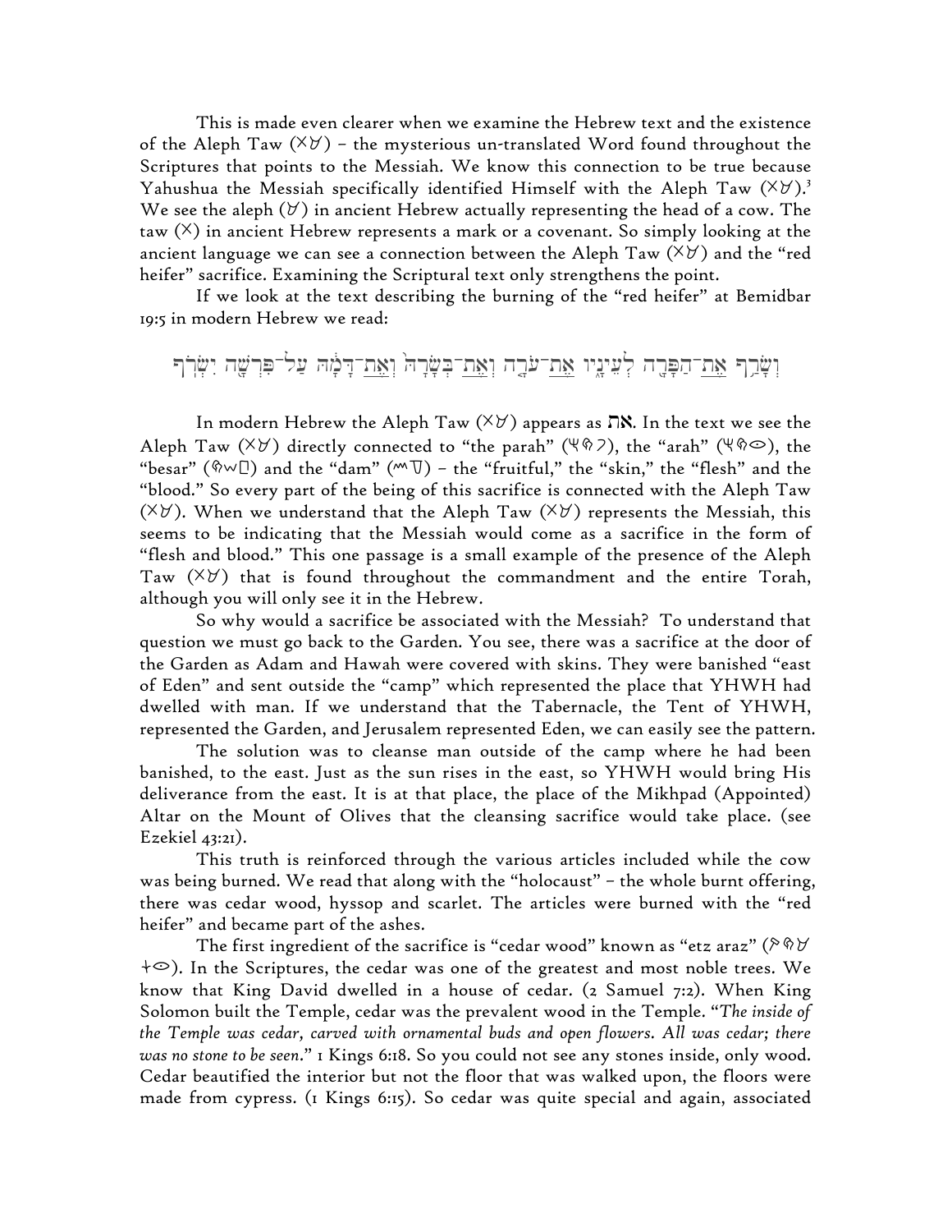This is made even clearer when we examine the Hebrew text and the existence of the Aleph Taw (X𐤀) – the mysterious un-translated Word found throughout the Scriptures that points to the Messiah. We know this connection to be true because Yahushua the Messiah specifically identified Himself with the Aleph Taw (X𐤀).[3] We see the aleph (𐤀) in ancient Hebrew actually representing the head of a cow. The taw (X) in ancient Hebrew represents a mark or a covenant. So simply looking at the ancient language we can see a connection between the Aleph Taw (X𐤀) and the "red heifer" sacrifice. Examining the Scriptural text only strengthens the point.

If we look at the text describing the burning of the "red heifer" at Bemidbar 19:5 in modern Hebrew we read:

וְשָׂרַף אֶת־הַפָּרָה לְעֵינָיו אֶת־עֹרָהּ וְאֶת־בְּשָׂרָהּ וְאֶת־דָּמָהּ עַל־פִּרְשָׁהּ יִשְׂרֹף

In modern Hebrew the Aleph Taw (X𐤀) appears as את. In the text we see the Aleph Taw (X𐤀) directly connected to "the parah" (𐤄𐤓𐤐), the "arah" (𐤄𐤓𐤏), the "besar" (𐤓𐤔𐤁) and the "dam" (𐤌𐤃) – the "fruitful," the "skin," the "flesh" and the "blood." So every part of the being of this sacrifice is connected with the Aleph Taw (X𐤀). When we understand that the Aleph Taw (X𐤀) represents the Messiah, this seems to be indicating that the Messiah would come as a sacrifice in the form of "flesh and blood." This one passage is a small example of the presence of the Aleph Taw (X𐤀) that is found throughout the commandment and the entire Torah, although you will only see it in the Hebrew.

So why would a sacrifice be associated with the Messiah? To understand that question we must go back to the Garden. You see, there was a sacrifice at the door of the Garden as Adam and Hawah were covered with skins. They were banished "east of Eden" and sent outside the "camp" which represented the place that YHWH had dwelled with man. If we understand that the Tabernacle, the Tent of YHWH, represented the Garden, and Jerusalem represented Eden, we can easily see the pattern.

The solution was to cleanse man outside of the camp where he had been banished, to the east. Just as the sun rises in the east, so YHWH would bring His deliverance from the east. It is at that place, the place of the Mikhpad (Appointed) Altar on the Mount of Olives that the cleansing sacrifice would take place. (see Ezekiel 43:21).

This truth is reinforced through the various articles included while the cow was being burned. We read that along with the "holocaust" – the whole burnt offering, there was cedar wood, hyssop and scarlet. The articles were burned with the "red heifer" and became part of the ashes.

The first ingredient of the sacrifice is "cedar wood" known as "etz araz" (𐤆𐤓𐤀 𐤑𐤏). In the Scriptures, the cedar was one of the greatest and most noble trees. We know that King David dwelled in a house of cedar. (2 Samuel 7:2). When King Solomon built the Temple, cedar was the prevalent wood in the Temple. "*The inside of the Temple was cedar, carved with ornamental buds and open flowers. All was cedar; there was no stone to be seen.*" 1 Kings 6:18. So you could not see any stones inside, only wood. Cedar beautified the interior but not the floor that was walked upon, the floors were made from cypress. (1 Kings 6:15). So cedar was quite special and again, associated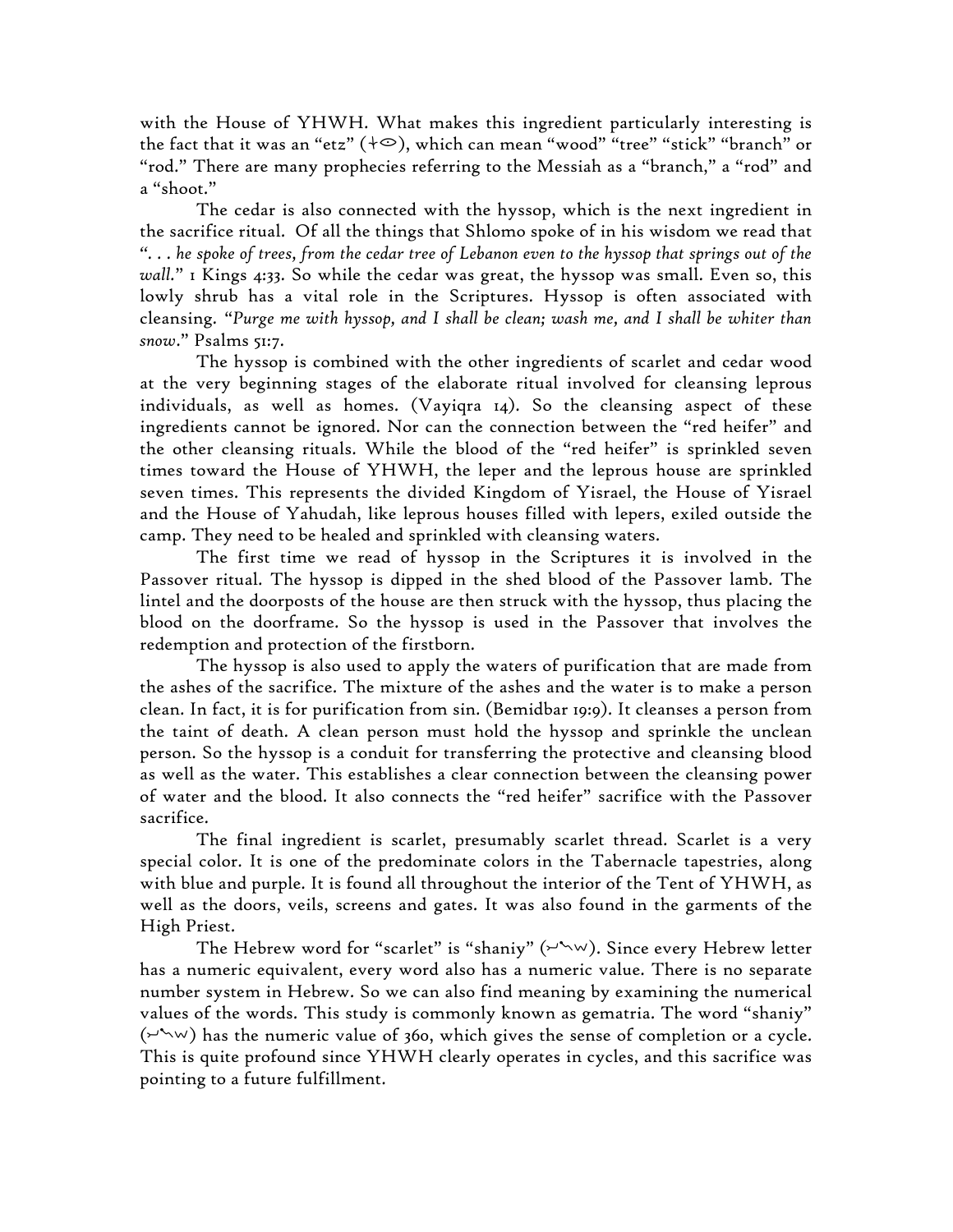with the House of YHWH. What makes this ingredient particularly interesting is the fact that it was an "etz" (𐤏𐤑), which can mean "wood" "tree" "stick" "branch" or "rod." There are many prophecies referring to the Messiah as a "branch," a "rod" and a "shoot."

The cedar is also connected with the hyssop, which is the next ingredient in the sacrifice ritual. Of all the things that Shlomo spoke of in his wisdom we read that *". . . he spoke of trees, from the cedar tree of Lebanon even to the hyssop that springs out of the wall."* 1 Kings 4:33. So while the cedar was great, the hyssop was small. Even so, this lowly shrub has a vital role in the Scriptures. Hyssop is often associated with cleansing. *"Purge me with hyssop, and I shall be clean; wash me, and I shall be whiter than snow."* Psalms 51:7.

The hyssop is combined with the other ingredients of scarlet and cedar wood at the very beginning stages of the elaborate ritual involved for cleansing leprous individuals, as well as homes. (Vayiqra 14). So the cleansing aspect of these ingredients cannot be ignored. Nor can the connection between the "red heifer" and the other cleansing rituals. While the blood of the "red heifer" is sprinkled seven times toward the House of YHWH, the leper and the leprous house are sprinkled seven times. This represents the divided Kingdom of Yisrael, the House of Yisrael and the House of Yahudah, like leprous houses filled with lepers, exiled outside the camp. They need to be healed and sprinkled with cleansing waters.

The first time we read of hyssop in the Scriptures it is involved in the Passover ritual. The hyssop is dipped in the shed blood of the Passover lamb. The lintel and the doorposts of the house are then struck with the hyssop, thus placing the blood on the doorframe. So the hyssop is used in the Passover that involves the redemption and protection of the firstborn.

The hyssop is also used to apply the waters of purification that are made from the ashes of the sacrifice. The mixture of the ashes and the water is to make a person clean. In fact, it is for purification from sin. (Bemidbar 19:9). It cleanses a person from the taint of death. A clean person must hold the hyssop and sprinkle the unclean person. So the hyssop is a conduit for transferring the protective and cleansing blood as well as the water. This establishes a clear connection between the cleansing power of water and the blood. It also connects the "red heifer" sacrifice with the Passover sacrifice.

The final ingredient is scarlet, presumably scarlet thread. Scarlet is a very special color. It is one of the predominate colors in the Tabernacle tapestries, along with blue and purple. It is found all throughout the interior of the Tent of YHWH, as well as the doors, veils, screens and gates. It was also found in the garments of the High Priest.

The Hebrew word for "scarlet" is "shaniy" (𐤉𐤍𐤔). Since every Hebrew letter has a numeric equivalent, every word also has a numeric value. There is no separate number system in Hebrew. So we can also find meaning by examining the numerical values of the words. This study is commonly known as gematria. The word "shaniy" (𐤉𐤍𐤔) has the numeric value of 360, which gives the sense of completion or a cycle. This is quite profound since YHWH clearly operates in cycles, and this sacrifice was pointing to a future fulfillment.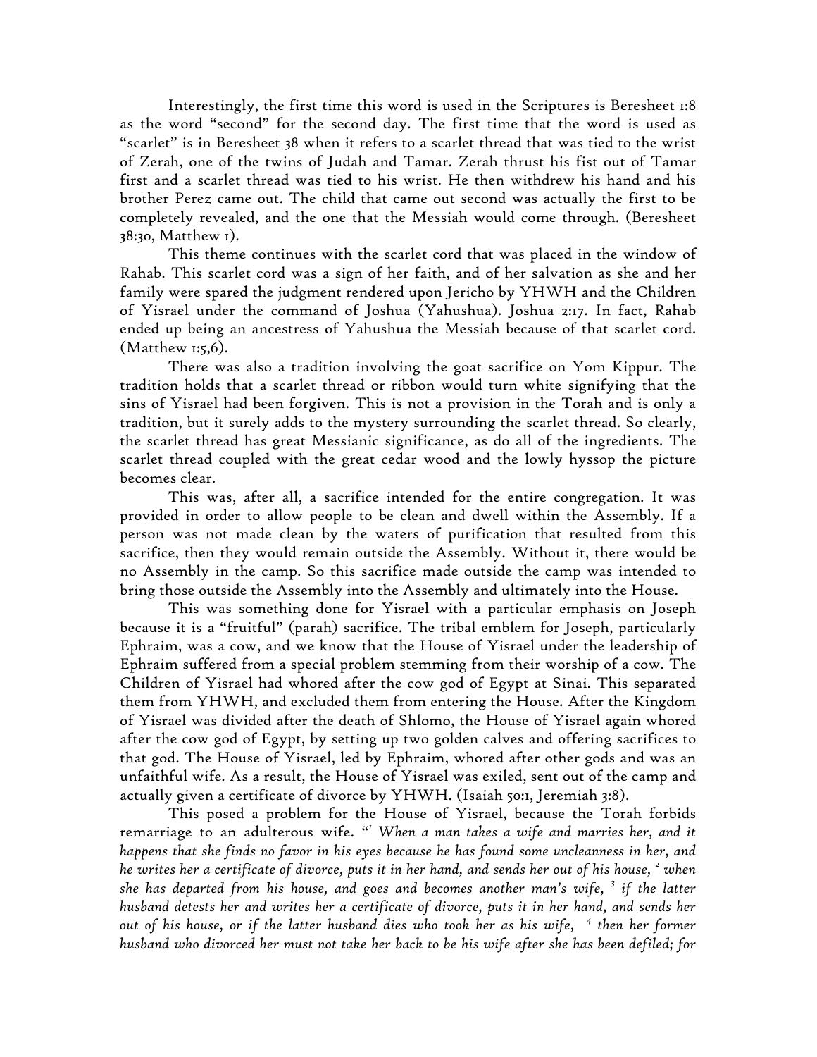Interestingly, the first time this word is used in the Scriptures is Beresheet 1:8 as the word "second" for the second day. The first time that the word is used as "scarlet" is in Beresheet 38 when it refers to a scarlet thread that was tied to the wrist of Zerah, one of the twins of Judah and Tamar. Zerah thrust his fist out of Tamar first and a scarlet thread was tied to his wrist. He then withdrew his hand and his brother Perez came out. The child that came out second was actually the first to be completely revealed, and the one that the Messiah would come through. (Beresheet 38:30, Matthew 1).

This theme continues with the scarlet cord that was placed in the window of Rahab. This scarlet cord was a sign of her faith, and of her salvation as she and her family were spared the judgment rendered upon Jericho by YHWH and the Children of Yisrael under the command of Joshua (Yahushua). Joshua 2:17. In fact, Rahab ended up being an ancestress of Yahushua the Messiah because of that scarlet cord. (Matthew 1:5,6).

There was also a tradition involving the goat sacrifice on Yom Kippur. The tradition holds that a scarlet thread or ribbon would turn white signifying that the sins of Yisrael had been forgiven. This is not a provision in the Torah and is only a tradition, but it surely adds to the mystery surrounding the scarlet thread. So clearly, the scarlet thread has great Messianic significance, as do all of the ingredients. The scarlet thread coupled with the great cedar wood and the lowly hyssop the picture becomes clear.

This was, after all, a sacrifice intended for the entire congregation. It was provided in order to allow people to be clean and dwell within the Assembly. If a person was not made clean by the waters of purification that resulted from this sacrifice, then they would remain outside the Assembly. Without it, there would be no Assembly in the camp. So this sacrifice made outside the camp was intended to bring those outside the Assembly into the Assembly and ultimately into the House.

This was something done for Yisrael with a particular emphasis on Joseph because it is a "fruitful" (parah) sacrifice. The tribal emblem for Joseph, particularly Ephraim, was a cow, and we know that the House of Yisrael under the leadership of Ephraim suffered from a special problem stemming from their worship of a cow. The Children of Yisrael had whored after the cow god of Egypt at Sinai. This separated them from YHWH, and excluded them from entering the House. After the Kingdom of Yisrael was divided after the death of Shlomo, the House of Yisrael again whored after the cow god of Egypt, by setting up two golden calves and offering sacrifices to that god. The House of Yisrael, led by Ephraim, whored after other gods and was an unfaithful wife. As a result, the House of Yisrael was exiled, sent out of the camp and actually given a certificate of divorce by YHWH. (Isaiah 50:1, Jeremiah 3:8).

This posed a problem for the House of Yisrael, because the Torah forbids remarriage to an adulterous wife. "[1] *When a man takes a wife and marries her, and it happens that she finds no favor in his eyes because he has found some uncleanness in her, and he writes her a certificate of divorce, puts it in her hand, and sends her out of his house,* [2] *when she has departed from his house, and goes and becomes another man's wife,* [3] *if the latter husband detests her and writes her a certificate of divorce, puts it in her hand, and sends her out of his house, or if the latter husband dies who took her as his wife,* [4] *then her former husband who divorced her must not take her back to be his wife after she has been defiled; for*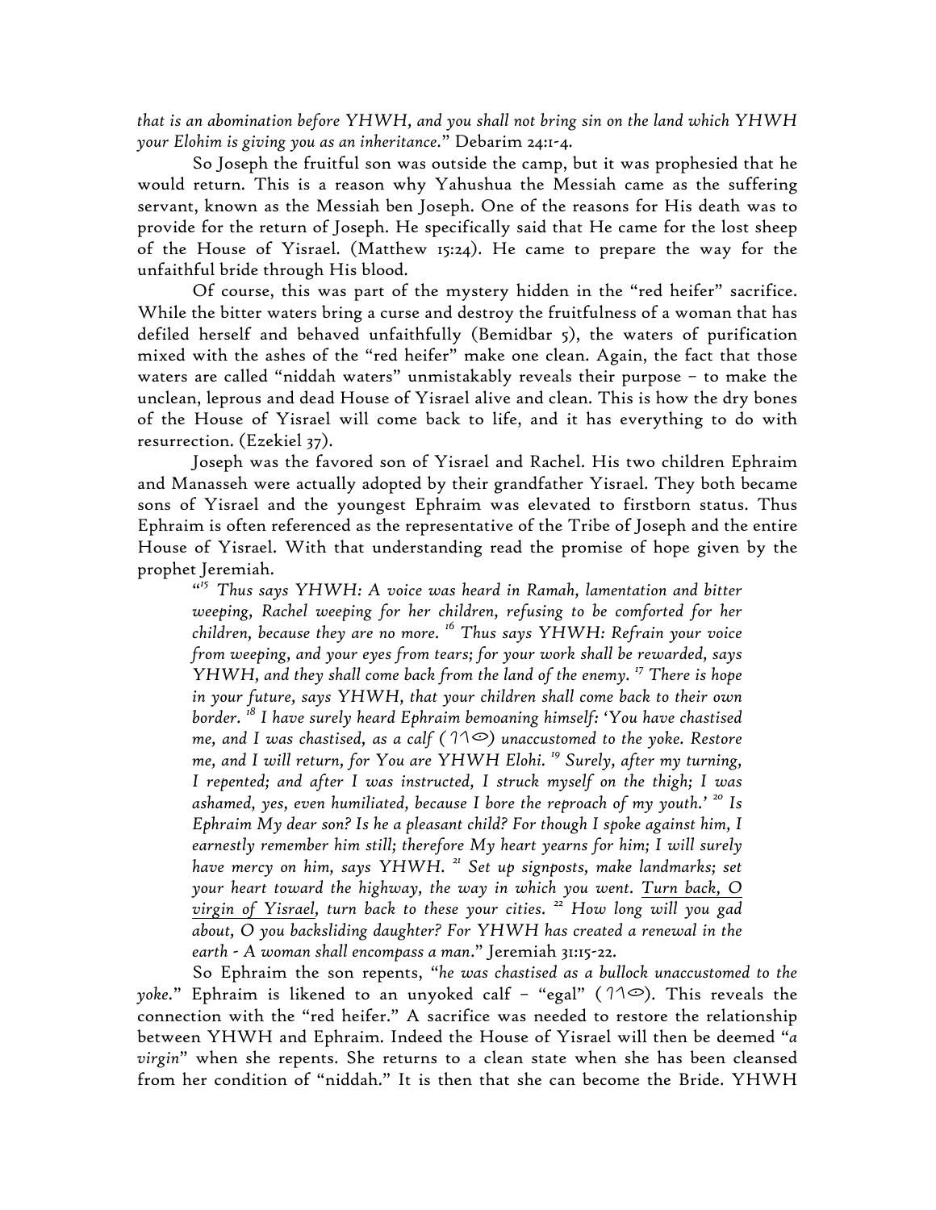*that is an abomination before YHWH, and you shall not bring sin on the land which YHWH your Elohim is giving you as an inheritance.*" Debarim 24:1-4.

So Joseph the fruitful son was outside the camp, but it was prophesied that he would return. This is a reason why Yahushua the Messiah came as the suffering servant, known as the Messiah ben Joseph. One of the reasons for His death was to provide for the return of Joseph. He specifically said that He came for the lost sheep of the House of Yisrael. (Matthew 15:24). He came to prepare the way for the unfaithful bride through His blood.

Of course, this was part of the mystery hidden in the "red heifer" sacrifice. While the bitter waters bring a curse and destroy the fruitfulness of a woman that has defiled herself and behaved unfaithfully (Bemidbar 5), the waters of purification mixed with the ashes of the "red heifer" make one clean. Again, the fact that those waters are called "niddah waters" unmistakably reveals their purpose – to make the unclean, leprous and dead House of Yisrael alive and clean. This is how the dry bones of the House of Yisrael will come back to life, and it has everything to do with resurrection. (Ezekiel 37).

Joseph was the favored son of Yisrael and Rachel. His two children Ephraim and Manasseh were actually adopted by their grandfather Yisrael. They both became sons of Yisrael and the youngest Ephraim was elevated to firstborn status. Thus Ephraim is often referenced as the representative of the Tribe of Joseph and the entire House of Yisrael. With that understanding read the promise of hope given by the prophet Jeremiah.

> "[15] *Thus says YHWH: A voice was heard in Ramah, lamentation and bitter weeping, Rachel weeping for her children, refusing to be comforted for her children, because they are no more.* [16] *Thus says YHWH: Refrain your voice from weeping, and your eyes from tears; for your work shall be rewarded, says YHWH, and they shall come back from the land of the enemy.* [17] *There is hope in your future, says YHWH, that your children shall come back to their own border.* [18] *I have surely heard Ephraim bemoaning himself: 'You have chastised me, and I was chastised, as a calf (* 𐤏𐤂𐤋 *) unaccustomed to the yoke. Restore me, and I will return, for You are YHWH Elohi.* [19] *Surely, after my turning, I repented; and after I was instructed, I struck myself on the thigh; I was ashamed, yes, even humiliated, because I bore the reproach of my youth.'* [20] *Is Ephraim My dear son? Is he a pleasant child? For though I spoke against him, I earnestly remember him still; therefore My heart yearns for him; I will surely have mercy on him, says YHWH.* [21] *Set up signposts, make landmarks; set your heart toward the highway, the way in which you went. <u>Turn back, O virgin of Yisrael</u>, turn back to these your cities.* [22] *How long will you gad about, O you backsliding daughter? For YHWH has created a renewal in the earth - A woman shall encompass a man.*" Jeremiah 31:15-22.

So Ephraim the son repents, "*he was chastised as a bullock unaccustomed to the yoke.*" Ephraim is likened to an unyoked calf – "egal" (𐤏𐤂𐤋). This reveals the connection with the "red heifer." A sacrifice was needed to restore the relationship between YHWH and Ephraim. Indeed the House of Yisrael will then be deemed "*a virgin*" when she repents. She returns to a clean state when she has been cleansed from her condition of "niddah." It is then that she can become the Bride. YHWH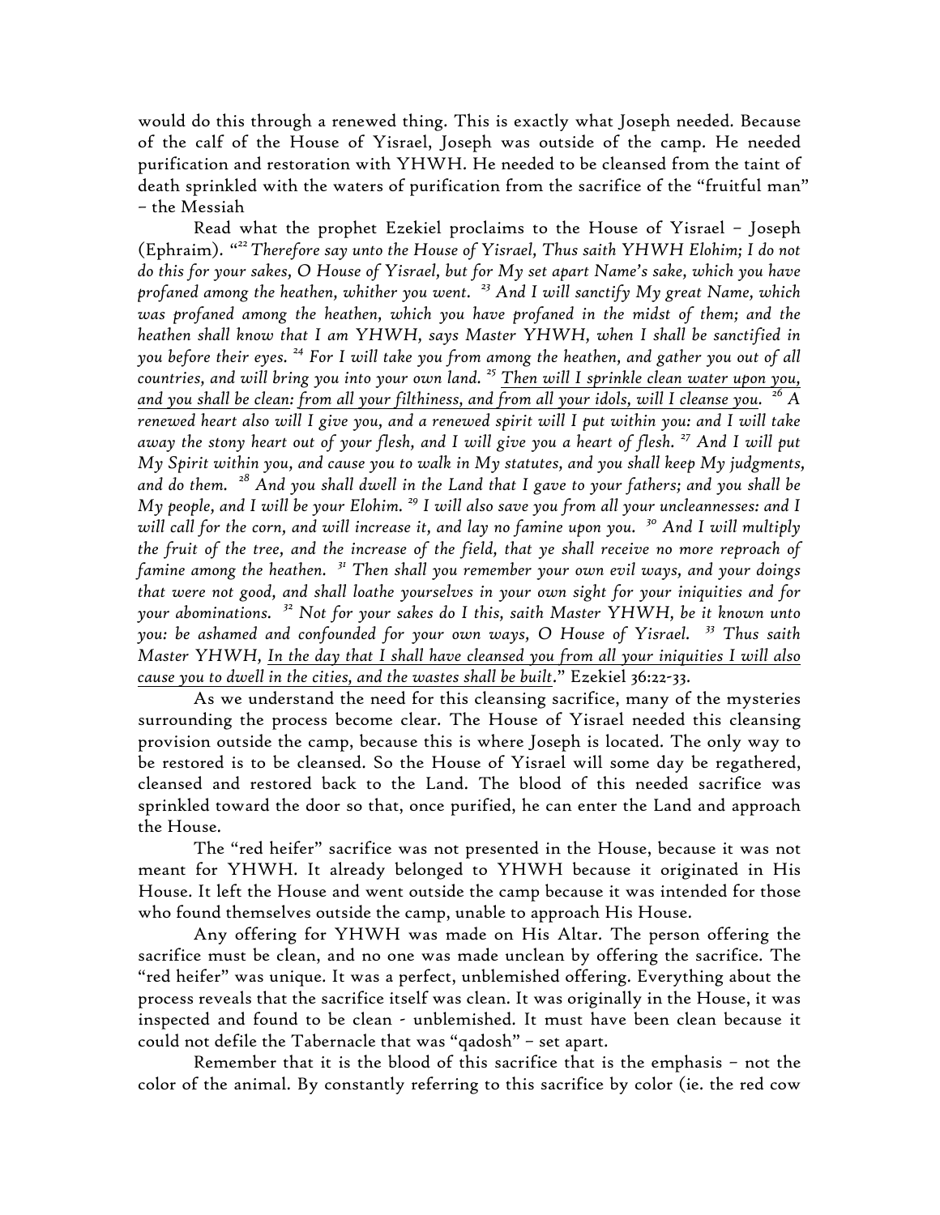would do this through a renewed thing. This is exactly what Joseph needed. Because of the calf of the House of Yisrael, Joseph was outside of the camp. He needed purification and restoration with YHWH. He needed to be cleansed from the taint of death sprinkled with the waters of purification from the sacrifice of the "fruitful man" – the Messiah

Read what the prophet Ezekiel proclaims to the House of Yisrael – Joseph (Ephraim). "[22] *Therefore say unto the House of Yisrael, Thus saith YHWH Elohim; I do not do this for your sakes, O House of Yisrael, but for My set apart Name's sake, which you have profaned among the heathen, whither you went.* [23] *And I will sanctify My great Name, which was profaned among the heathen, which you have profaned in the midst of them; and the heathen shall know that I am YHWH, says Master YHWH, when I shall be sanctified in you before their eyes.* [24] *For I will take you from among the heathen, and gather you out of all countries, and will bring you into your own land.* [25] <u>*Then will I sprinkle clean water upon you, and you shall be clean: from all your filthiness, and from all your idols, will I cleanse you.*</u> [26] *A renewed heart also will I give you, and a renewed spirit will I put within you: and I will take away the stony heart out of your flesh, and I will give you a heart of flesh.* [27] *And I will put My Spirit within you, and cause you to walk in My statutes, and you shall keep My judgments, and do them.* [28] *And you shall dwell in the Land that I gave to your fathers; and you shall be My people, and I will be your Elohim.* [29] *I will also save you from all your uncleannesses: and I will call for the corn, and will increase it, and lay no famine upon you.* [30] *And I will multiply the fruit of the tree, and the increase of the field, that ye shall receive no more reproach of famine among the heathen.* [31] *Then shall you remember your own evil ways, and your doings that were not good, and shall loathe yourselves in your own sight for your iniquities and for your abominations.* [32] *Not for your sakes do I this, saith Master YHWH, be it known unto you: be ashamed and confounded for your own ways, O House of Yisrael.* [33] *Thus saith Master YHWH,* <u>*In the day that I shall have cleansed you from all your iniquities I will also cause you to dwell in the cities, and the wastes shall be built*</u>." Ezekiel 36:22-33.

As we understand the need for this cleansing sacrifice, many of the mysteries surrounding the process become clear. The House of Yisrael needed this cleansing provision outside the camp, because this is where Joseph is located. The only way to be restored is to be cleansed. So the House of Yisrael will some day be regathered, cleansed and restored back to the Land. The blood of this needed sacrifice was sprinkled toward the door so that, once purified, he can enter the Land and approach the House.

The "red heifer" sacrifice was not presented in the House, because it was not meant for YHWH. It already belonged to YHWH because it originated in His House. It left the House and went outside the camp because it was intended for those who found themselves outside the camp, unable to approach His House.

Any offering for YHWH was made on His Altar. The person offering the sacrifice must be clean, and no one was made unclean by offering the sacrifice. The "red heifer" was unique. It was a perfect, unblemished offering. Everything about the process reveals that the sacrifice itself was clean. It was originally in the House, it was inspected and found to be clean - unblemished. It must have been clean because it could not defile the Tabernacle that was "qadosh" – set apart.

Remember that it is the blood of this sacrifice that is the emphasis – not the color of the animal. By constantly referring to this sacrifice by color (ie. the red cow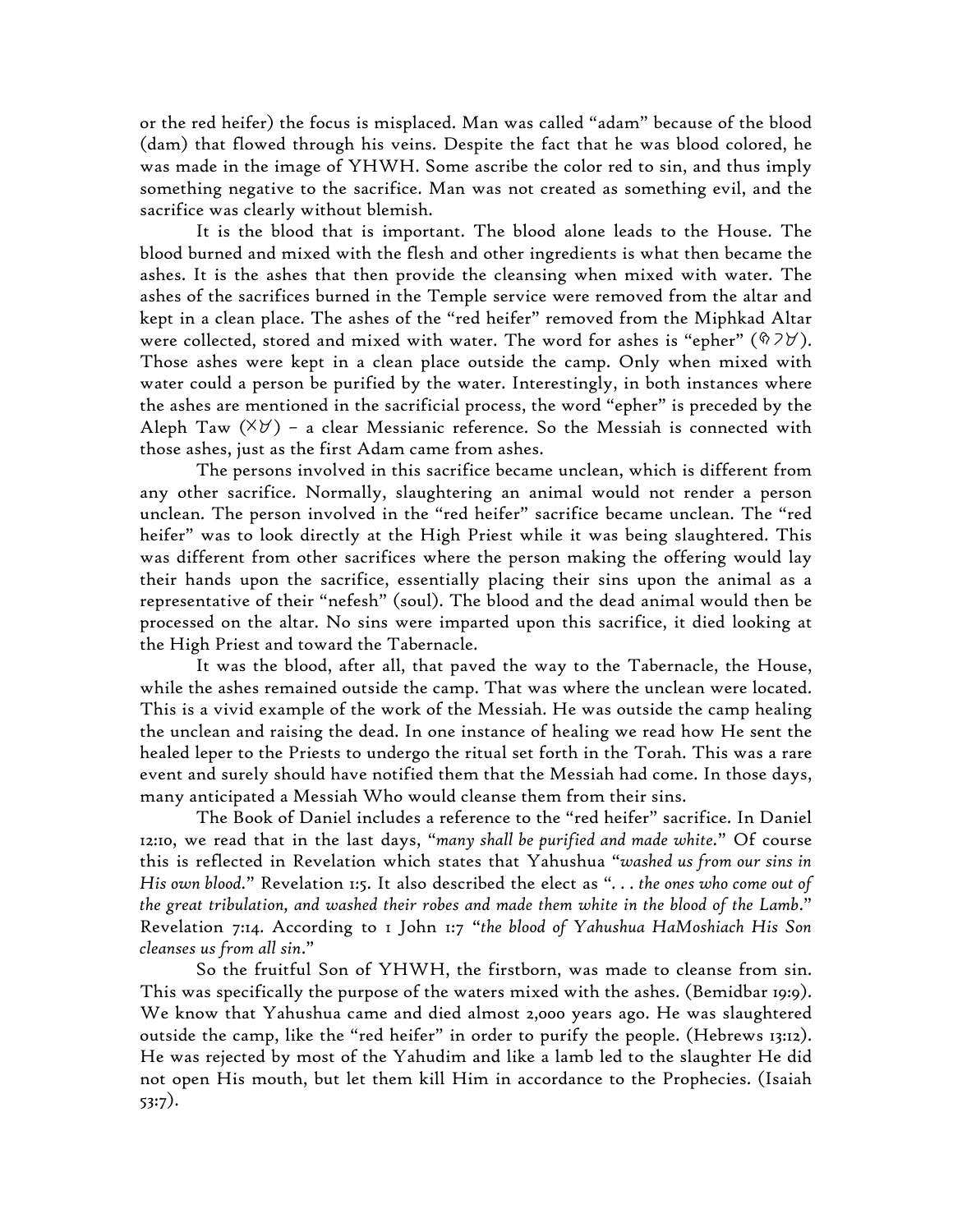or the red heifer) the focus is misplaced. Man was called "adam" because of the blood (dam) that flowed through his veins. Despite the fact that he was blood colored, he was made in the image of YHWH. Some ascribe the color red to sin, and thus imply something negative to the sacrifice. Man was not created as something evil, and the sacrifice was clearly without blemish.

It is the blood that is important. The blood alone leads to the House. The blood burned and mixed with the flesh and other ingredients is what then became the ashes. It is the ashes that then provide the cleansing when mixed with water. The ashes of the sacrifices burned in the Temple service were removed from the altar and kept in a clean place. The ashes of the "red heifer" removed from the Miphkad Altar were collected, stored and mixed with water. The word for ashes is "epher" (𐤓𐤐𐤀). Those ashes were kept in a clean place outside the camp. Only when mixed with water could a person be purified by the water. Interestingly, in both instances where the ashes are mentioned in the sacrificial process, the word "epher" is preceded by the Aleph Taw (𐤕𐤀) – a clear Messianic reference. So the Messiah is connected with those ashes, just as the first Adam came from ashes.

The persons involved in this sacrifice became unclean, which is different from any other sacrifice. Normally, slaughtering an animal would not render a person unclean. The person involved in the "red heifer" sacrifice became unclean. The "red heifer" was to look directly at the High Priest while it was being slaughtered. This was different from other sacrifices where the person making the offering would lay their hands upon the sacrifice, essentially placing their sins upon the animal as a representative of their "nefesh" (soul). The blood and the dead animal would then be processed on the altar. No sins were imparted upon this sacrifice, it died looking at the High Priest and toward the Tabernacle.

It was the blood, after all, that paved the way to the Tabernacle, the House, while the ashes remained outside the camp. That was where the unclean were located. This is a vivid example of the work of the Messiah. He was outside the camp healing the unclean and raising the dead. In one instance of healing we read how He sent the healed leper to the Priests to undergo the ritual set forth in the Torah. This was a rare event and surely should have notified them that the Messiah had come. In those days, many anticipated a Messiah Who would cleanse them from their sins.

The Book of Daniel includes a reference to the "red heifer" sacrifice. In Daniel 12:10, we read that in the last days, "*many shall be purified and made white*." Of course this is reflected in Revelation which states that Yahushua "*washed us from our sins in His own blood*." Revelation 1:5. It also described the elect as "*. . . the ones who come out of the great tribulation, and washed their robes and made them white in the blood of the Lamb*." Revelation 7:14. According to 1 John 1:7 "*the blood of Yahushua HaMoshiach His Son cleanses us from all sin*."

So the fruitful Son of YHWH, the firstborn, was made to cleanse from sin. This was specifically the purpose of the waters mixed with the ashes. (Bemidbar 19:9). We know that Yahushua came and died almost 2,000 years ago. He was slaughtered outside the camp, like the "red heifer" in order to purify the people. (Hebrews 13:12). He was rejected by most of the Yahudim and like a lamb led to the slaughter He did not open His mouth, but let them kill Him in accordance to the Prophecies. (Isaiah 53:7).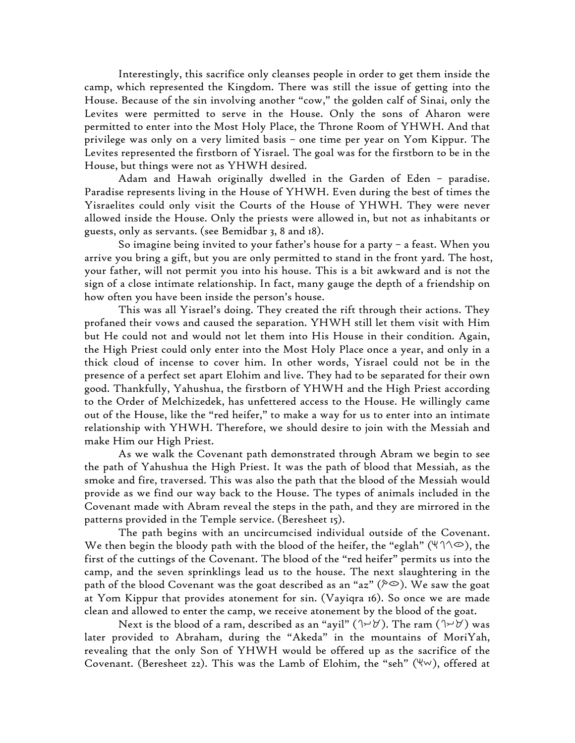Interestingly, this sacrifice only cleanses people in order to get them inside the camp, which represented the Kingdom. There was still the issue of getting into the House. Because of the sin involving another "cow," the golden calf of Sinai, only the Levites were permitted to serve in the House. Only the sons of Aharon were permitted to enter into the Most Holy Place, the Throne Room of YHWH. And that privilege was only on a very limited basis – one time per year on Yom Kippur. The Levites represented the firstborn of Yisrael. The goal was for the firstborn to be in the House, but things were not as YHWH desired.

Adam and Hawah originally dwelled in the Garden of Eden – paradise. Paradise represents living in the House of YHWH. Even during the best of times the Yisraelites could only visit the Courts of the House of YHWH. They were never allowed inside the House. Only the priests were allowed in, but not as inhabitants or guests, only as servants. (see Bemidbar 3, 8 and 18).

So imagine being invited to your father's house for a party – a feast. When you arrive you bring a gift, but you are only permitted to stand in the front yard. The host, your father, will not permit you into his house. This is a bit awkward and is not the sign of a close intimate relationship. In fact, many gauge the depth of a friendship on how often you have been inside the person's house.

This was all Yisrael's doing. They created the rift through their actions. They profaned their vows and caused the separation. YHWH still let them visit with Him but He could not and would not let them into His House in their condition. Again, the High Priest could only enter into the Most Holy Place once a year, and only in a thick cloud of incense to cover him. In other words, Yisrael could not be in the presence of a perfect set apart Elohim and live. They had to be separated for their own good. Thankfully, Yahushua, the firstborn of YHWH and the High Priest according to the Order of Melchizedek, has unfettered access to the House. He willingly came out of the House, like the "red heifer," to make a way for us to enter into an intimate relationship with YHWH. Therefore, we should desire to join with the Messiah and make Him our High Priest.

As we walk the Covenant path demonstrated through Abram we begin to see the path of Yahushua the High Priest. It was the path of blood that Messiah, as the smoke and fire, traversed. This was also the path that the blood of the Messiah would provide as we find our way back to the House. The types of animals included in the Covenant made with Abram reveal the steps in the path, and they are mirrored in the patterns provided in the Temple service. (Beresheet 15).

The path begins with an uncircumcised individual outside of the Covenant. We then begin the bloody path with the blood of the heifer, the "eglah" (ᛉᒉᒉᓀ), the first of the cuttings of the Covenant. The blood of the "red heifer" permits us into the camp, and the seven sprinklings lead us to the house. The next slaughtering in the path of the blood Covenant was the goat described as an "az" (ᛈᓀ). We saw the goat at Yom Kippur that provides atonement for sin. (Vayiqra 16). So once we are made clean and allowed to enter the camp, we receive atonement by the blood of the goat.

Next is the blood of a ram, described as an "ayil" (ᒉᓯᐯ). The ram (ᒉᓯᐯ) was later provided to Abraham, during the "Akeda" in the mountains of MoriYah, revealing that the only Son of YHWH would be offered up as the sacrifice of the Covenant. (Beresheet 22). This was the Lamb of Elohim, the "seh" (ᛉᐡ), offered at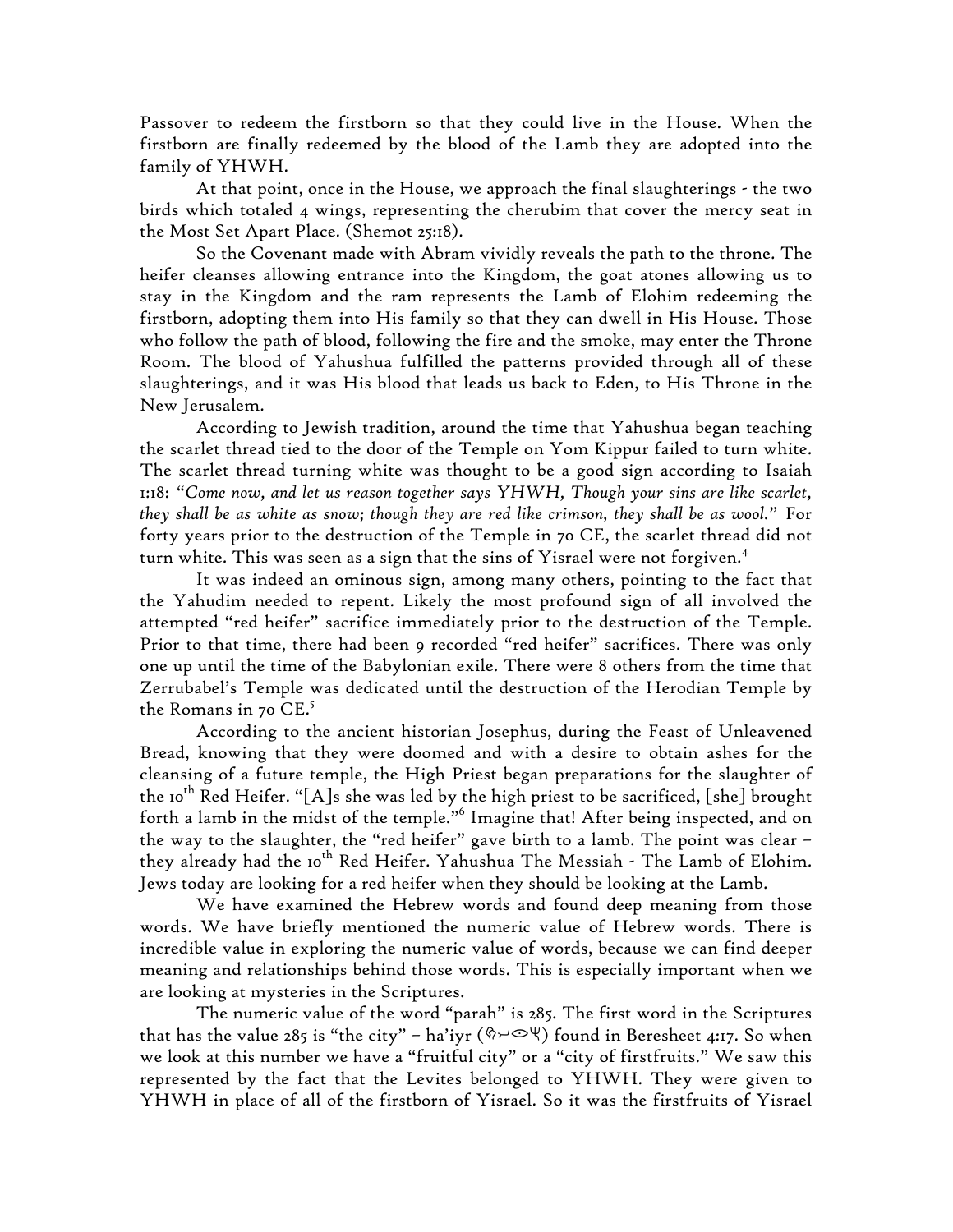Passover to redeem the firstborn so that they could live in the House. When the firstborn are finally redeemed by the blood of the Lamb they are adopted into the family of YHWH.

At that point, once in the House, we approach the final slaughterings - the two birds which totaled 4 wings, representing the cherubim that cover the mercy seat in the Most Set Apart Place. (Shemot 25:18).

So the Covenant made with Abram vividly reveals the path to the throne. The heifer cleanses allowing entrance into the Kingdom, the goat atones allowing us to stay in the Kingdom and the ram represents the Lamb of Elohim redeeming the firstborn, adopting them into His family so that they can dwell in His House. Those who follow the path of blood, following the fire and the smoke, may enter the Throne Room. The blood of Yahushua fulfilled the patterns provided through all of these slaughterings, and it was His blood that leads us back to Eden, to His Throne in the New Jerusalem.

According to Jewish tradition, around the time that Yahushua began teaching the scarlet thread tied to the door of the Temple on Yom Kippur failed to turn white. The scarlet thread turning white was thought to be a good sign according to Isaiah 1:18: "*Come now, and let us reason together says YHWH, Though your sins are like scarlet, they shall be as white as snow; though they are red like crimson, they shall be as wool.*" For forty years prior to the destruction of the Temple in 70 CE, the scarlet thread did not turn white. This was seen as a sign that the sins of Yisrael were not forgiven.[4]

It was indeed an ominous sign, among many others, pointing to the fact that the Yahudim needed to repent. Likely the most profound sign of all involved the attempted "red heifer" sacrifice immediately prior to the destruction of the Temple. Prior to that time, there had been 9 recorded "red heifer" sacrifices. There was only one up until the time of the Babylonian exile. There were 8 others from the time that Zerrubabel's Temple was dedicated until the destruction of the Herodian Temple by the Romans in 70 CE.[5]

According to the ancient historian Josephus, during the Feast of Unleavened Bread, knowing that they were doomed and with a desire to obtain ashes for the cleansing of a future temple, the High Priest began preparations for the slaughter of the 10th Red Heifer. "[A]s she was led by the high priest to be sacrificed, [she] brought forth a lamb in the midst of the temple."[6] Imagine that! After being inspected, and on the way to the slaughter, the "red heifer" gave birth to a lamb. The point was clear – they already had the 10th Red Heifer. Yahushua The Messiah - The Lamb of Elohim. Jews today are looking for a red heifer when they should be looking at the Lamb.

We have examined the Hebrew words and found deep meaning from those words. We have briefly mentioned the numeric value of Hebrew words. There is incredible value in exploring the numeric value of words, because we can find deeper meaning and relationships behind those words. This is especially important when we are looking at mysteries in the Scriptures.

The numeric value of the word "parah" is 285. The first word in the Scriptures that has the value 285 is "the city" – ha'iyr (𐤓𐤉𐤏𐤄) found in Beresheet 4:17. So when we look at this number we have a "fruitful city" or a "city of firstfruits." We saw this represented by the fact that the Levites belonged to YHWH. They were given to YHWH in place of all of the firstborn of Yisrael. So it was the firstfruits of Yisrael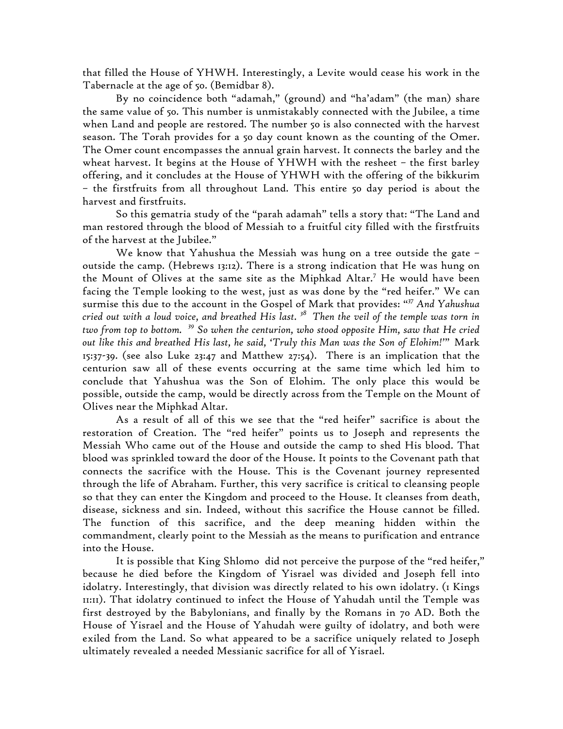that filled the House of YHWH. Interestingly, a Levite would cease his work in the Tabernacle at the age of 50. (Bemidbar 8).

By no coincidence both "adamah," (ground) and "ha'adam" (the man) share the same value of 50. This number is unmistakably connected with the Jubilee, a time when Land and people are restored. The number 50 is also connected with the harvest season. The Torah provides for a 50 day count known as the counting of the Omer. The Omer count encompasses the annual grain harvest. It connects the barley and the wheat harvest. It begins at the House of YHWH with the resheet – the first barley offering, and it concludes at the House of YHWH with the offering of the bikkurim – the firstfruits from all throughout Land. This entire 50 day period is about the harvest and firstfruits.

So this gematria study of the "parah adamah" tells a story that: "The Land and man restored through the blood of Messiah to a fruitful city filled with the firstfruits of the harvest at the Jubilee."

We know that Yahushua the Messiah was hung on a tree outside the gate – outside the camp. (Hebrews 13:12). There is a strong indication that He was hung on the Mount of Olives at the same site as the Miphkad Altar.[7] He would have been facing the Temple looking to the west, just as was done by the "red heifer." We can surmise this due to the account in the Gospel of Mark that provides: "*[37] And Yahushua cried out with a loud voice, and breathed His last. [38] Then the veil of the temple was torn in two from top to bottom. [39] So when the centurion, who stood opposite Him, saw that He cried out like this and breathed His last, he said, 'Truly this Man was the Son of Elohim!'*" Mark 15:37-39. (see also Luke 23:47 and Matthew 27:54). There is an implication that the centurion saw all of these events occurring at the same time which led him to conclude that Yahushua was the Son of Elohim. The only place this would be possible, outside the camp, would be directly across from the Temple on the Mount of Olives near the Miphkad Altar.

As a result of all of this we see that the "red heifer" sacrifice is about the restoration of Creation. The "red heifer" points us to Joseph and represents the Messiah Who came out of the House and outside the camp to shed His blood. That blood was sprinkled toward the door of the House. It points to the Covenant path that connects the sacrifice with the House. This is the Covenant journey represented through the life of Abraham. Further, this very sacrifice is critical to cleansing people so that they can enter the Kingdom and proceed to the House. It cleanses from death, disease, sickness and sin. Indeed, without this sacrifice the House cannot be filled. The function of this sacrifice, and the deep meaning hidden within the commandment, clearly point to the Messiah as the means to purification and entrance into the House.

It is possible that King Shlomo did not perceive the purpose of the "red heifer," because he died before the Kingdom of Yisrael was divided and Joseph fell into idolatry. Interestingly, that division was directly related to his own idolatry. (1 Kings 11:11). That idolatry continued to infect the House of Yahudah until the Temple was first destroyed by the Babylonians, and finally by the Romans in 70 AD. Both the House of Yisrael and the House of Yahudah were guilty of idolatry, and both were exiled from the Land. So what appeared to be a sacrifice uniquely related to Joseph ultimately revealed a needed Messianic sacrifice for all of Yisrael.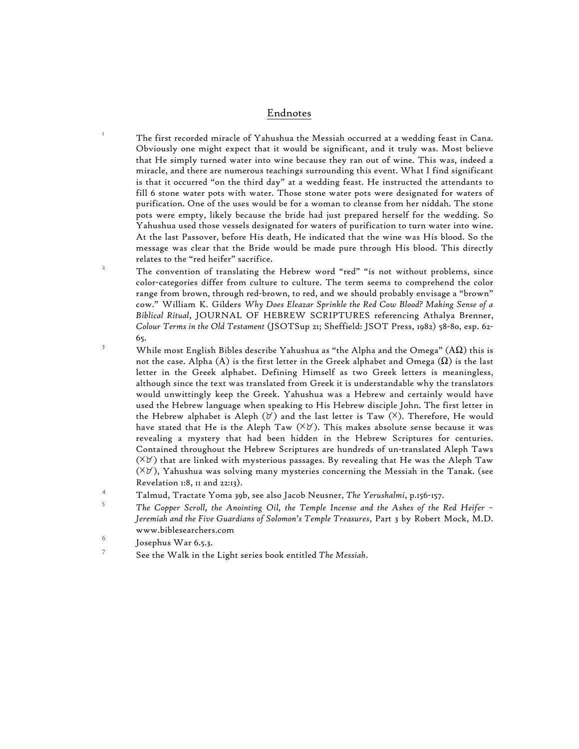## Endnotes

[1] The first recorded miracle of Yahushua the Messiah occurred at a wedding feast in Cana. Obviously one might expect that it would be significant, and it truly was. Most believe that He simply turned water into wine because they ran out of wine. This was, indeed a miracle, and there are numerous teachings surrounding this event. What I find significant is that it occurred "on the third day" at a wedding feast. He instructed the attendants to fill 6 stone water pots with water. Those stone water pots were designated for waters of purification. One of the uses would be for a woman to cleanse from her niddah. The stone pots were empty, likely because the bride had just prepared herself for the wedding. So Yahushua used those vessels designated for waters of purification to turn water into wine. At the last Passover, before His death, He indicated that the wine was His blood. So the message was clear that the Bride would be made pure through His blood. This directly relates to the "red heifer" sacrifice.

[2] The convention of translating the Hebrew word "red" "is not without problems, since color-categories differ from culture to culture. The term seems to comprehend the color range from brown, through red-brown, to red, and we should probably envisage a "brown" cow." William K. Gilders *Why Does Eleazar Sprinkle the Red Cow Blood? Making Sense of a Biblical Ritual*, JOURNAL OF HEBREW SCRIPTURES referencing Athalya Brenner, *Colour Terms in the Old Testament* (JSOTSup 21; Sheffield: JSOT Press, 1982) 58-80, esp. 62-65.

[3] While most English Bibles describe Yahushua as "the Alpha and the Omega" (AΩ) this is not the case. Alpha (A) is the first letter in the Greek alphabet and Omega (Ω) is the last letter in the Greek alphabet. Defining Himself as two Greek letters is meaningless, although since the text was translated from Greek it is understandable why the translators would unwittingly keep the Greek. Yahushua was a Hebrew and certainly would have used the Hebrew language when speaking to His Hebrew disciple John. The first letter in the Hebrew alphabet is Aleph (ℵ) and the last letter is Taw (X). Therefore, He would have stated that He is the Aleph Taw (Xℵ). This makes absolute sense because it was revealing a mystery that had been hidden in the Hebrew Scriptures for centuries. Contained throughout the Hebrew Scriptures are hundreds of un-translated Aleph Taws (Xℵ) that are linked with mysterious passages. By revealing that He was the Aleph Taw (Xℵ), Yahushua was solving many mysteries concerning the Messiah in the Tanak. (see Revelation 1:8, 11 and 22:13).

[4] Talmud, Tractate Yoma 39b, see also Jacob Neusner, *The Yerushalmi*, p.156-157.

[5] *The Copper Scroll, the Anointing Oil, the Temple Incense and the Ashes of the Red Heifer – Jeremiah and the Five Guardians of Solomon's Temple Treasures*, Part 3 by Robert Mock, M.D. www.biblesearchers.com

[6] Josephus War 6.5.3.

[7] See the Walk in the Light series book entitled *The Messiah*.